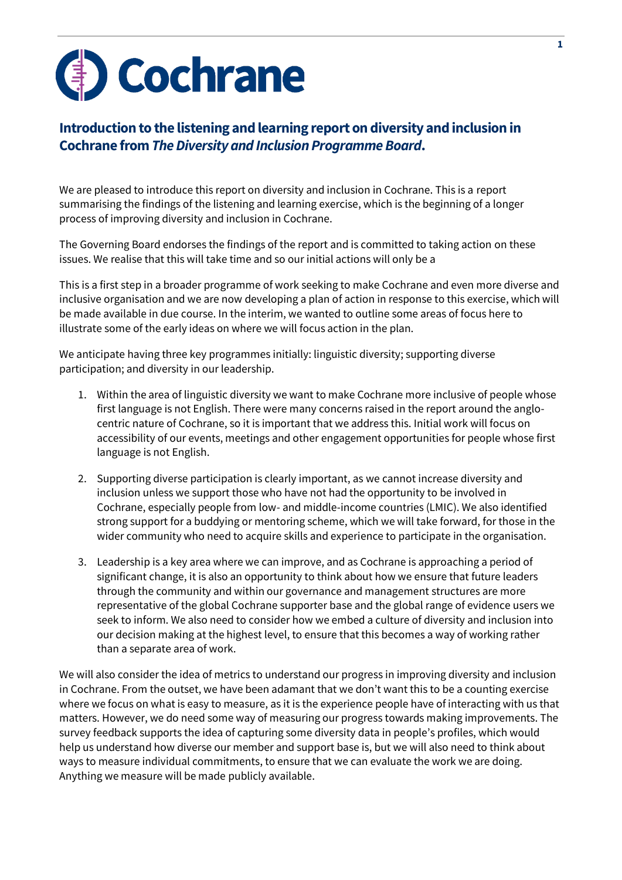Cochrane

## Introduction to the listening and learning report on diversity and inclusion in Cochrane from *The Diversity and Inclusion Programme Board*.

We are pleased to introduce this report on diversity and inclusion in Cochrane. This is a report summarising the findings of the listening and learning exercise, which is the beginning of a longer process of improving diversity and inclusion in Cochrane.

The Governing Board endorses the findings of the report and is committed to taking action on these issues. We realise that this will take time and so our initial actions will only be a

This is a first step in a broader programme of work seeking to make Cochrane and even more diverse and inclusive organisation and we are now developing a plan of action in response to this exercise, which will be made available in due course. In the interim, we wanted to outline some areas of focus here to illustrate some of the early ideas on where we will focus action in the plan.

We anticipate having three key programmes initially: linguistic diversity; supporting diverse participation; and diversity in our leadership.

1. Within the area of linguistic diversity we want to make Cochrane more inclusive of people whose first language is not English. There were many concerns raised in the report around the anglo-centric nature of Cochrane, so it is important that we address this. Initial work will focus on accessibility of our events, meetings and other engagement opportunities for people whose first language is not English.
2. Supporting diverse participation is clearly important, as we cannot increase diversity and inclusion unless we support those who have not had the opportunity to be involved in Cochrane, especially people from low- and middle-income countries (LMIC). We also identified strong support for a buddying or mentoring scheme, which we will take forward, for those in the wider community who need to acquire skills and experience to participate in the organisation.
3. Leadership is a key area where we can improve, and as Cochrane is approaching a period of significant change, it is also an opportunity to think about how we ensure that future leaders through the community and within our governance and management structures are more representative of the global Cochrane supporter base and the global range of evidence users we seek to inform. We also need to consider how we embed a culture of diversity and inclusion into our decision making at the highest level, to ensure that this becomes a way of working rather than a separate area of work.

We will also consider the idea of metrics to understand our progress in improving diversity and inclusion in Cochrane. From the outset, we have been adamant that we don't want this to be a counting exercise where we focus on what is easy to measure, as it is the experience people have of interacting with us that matters. However, we do need some way of measuring our progress towards making improvements. The survey feedback supports the idea of capturing some diversity data in people's profiles, which would help us understand how diverse our member and support base is, but we will also need to think about ways to measure individual commitments, to ensure that we can evaluate the work we are doing. Anything we measure will be made publicly available.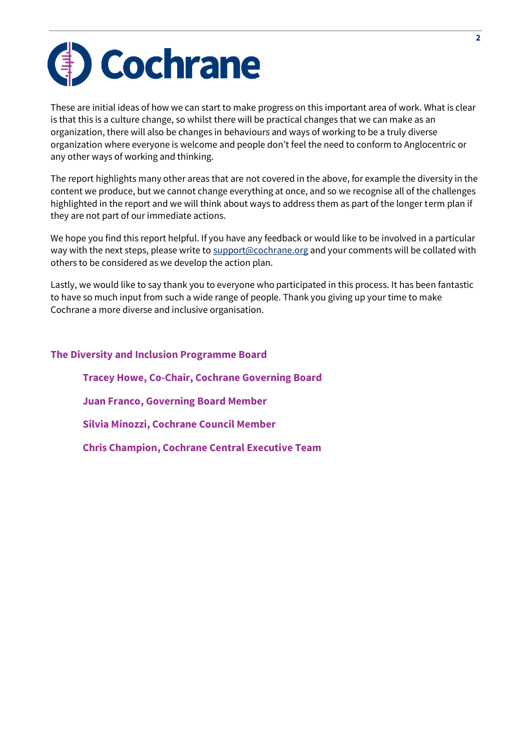These are initial ideas of how we can start to make progress on this important area of work. What is clear is that this is a culture change, so whilst there will be practical changes that we can make as an organization, there will also be changes in behaviours and ways of working to be a truly diverse organization where everyone is welcome and people don't feel the need to conform to Anglocentric or any other ways of working and thinking.

The report highlights many other areas that are not covered in the above, for example the diversity in the content we produce, but we cannot change everything at once, and so we recognise all of the challenges highlighted in the report and we will think about ways to address them as part of the longer term plan if they are not part of our immediate actions.

We hope you find this report helpful. If you have any feedback or would like to be involved in a particular way with the next steps, please write to support@cochrane.org and your comments will be collated with others to be considered as we develop the action plan.

Lastly, we would like to say thank you to everyone who participated in this process. It has been fantastic to have so much input from such a wide range of people. Thank you giving up your time to make Cochrane a more diverse and inclusive organisation.

**The Diversity and Inclusion Programme Board**

**Tracey Howe, Co-Chair, Cochrane Governing Board**

**Juan Franco, Governing Board Member**

**Silvia Minozzi, Cochrane Council Member**

**Chris Champion, Cochrane Central Executive Team**